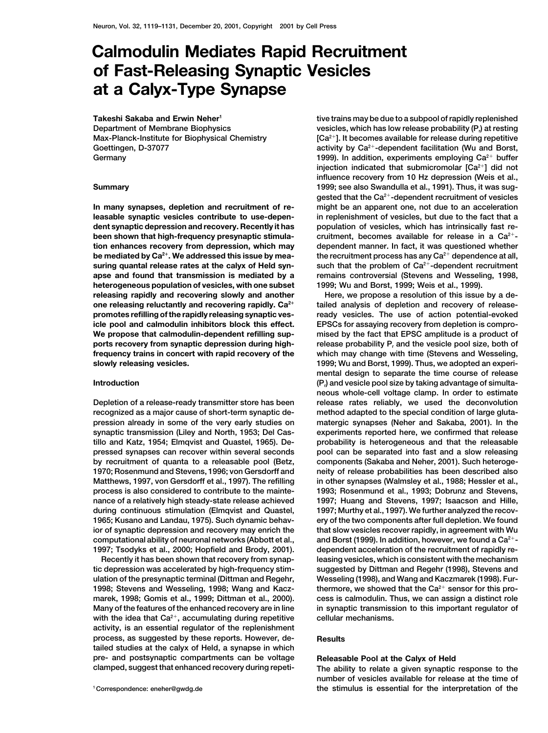# Calmodulin Mediates Rapid Recruitment of Fast-Releasing Synaptic Vesicles at a Calyx-Type Synapse

**Takeshi Sakaba and Erwin Neher[1]**
Department of Membrane Biophysics
Max-Planck-Institute for Biophysical Chemistry
Goettingen, D-37077
Germany

## Summary

**In many synapses, depletion and recruitment of releasable synaptic vesicles contribute to use-dependent synaptic depression and recovery. Recently it has been shown that high-frequency presynaptic stimulation enhances recovery from depression, which may be mediated by $Ca^{2+}$. We addressed this issue by measuring quantal release rates at the calyx of Held synapse and found that transmission is mediated by a heterogeneous population of vesicles, with one subset releasing rapidly and recovering slowly and another one releasing reluctantly and recovering rapidly. $Ca^{2+}$ promotes refilling of the rapidly releasing synaptic vesicle pool and calmodulin inhibitors block this effect. We propose that calmodulin-dependent refilling supports recovery from synaptic depression during high-frequency trains in concert with rapid recovery of the slowly releasing vesicles.**

## Introduction

Depletion of a release-ready transmitter store has been recognized as a major cause of short-term synaptic depression already in some of the very early studies on synaptic transmission (Liley and North, 1953; Del Castillo and Katz, 1954; Elmqvist and Quastel, 1965). Depressed synapses can recover within several seconds by recruitment of quanta to a releasable pool (Betz, 1970; Rosenmund and Stevens, 1996; von Gersdorff and Matthews, 1997, von Gersdorff et al., 1997). The refilling process is also considered to contribute to the maintenance of a relatively high steady-state release achieved during continuous stimulation (Elmqvist and Quastel, 1965; Kusano and Landau, 1975). Such dynamic behavior of synaptic depression and recovery may enrich the computational ability of neuronal networks (Abbott et al., 1997; Tsodyks et al., 2000; Hopfield and Brody, 2001).

Recently it has been shown that recovery from synaptic depression was accelerated by high-frequency stimulation of the presynaptic terminal (Dittman and Regehr, 1998; Stevens and Wesseling, 1998; Wang and Kaczmarek, 1998; Gomis et al., 1999; Dittman et al., 2000). Many of the features of the enhanced recovery are in line with the idea that $Ca^{2+}$, accumulating during repetitive activity, is an essential regulator of the replenishment process, as suggested by these reports. However, detailed studies at the calyx of Held, a synapse in which pre- and postsynaptic compartments can be voltage clamped, suggest that enhanced recovery during repetitive trains may be due to a subpool of rapidly replenished vesicles, which has low release probability ($P_r$) at resting $[Ca^{2+}]$. It becomes available for release during repetitive activity by $Ca^{2+}$-dependent facilitation (Wu and Borst, 1999). In addition, experiments employing $Ca^{2+}$ buffer injection indicated that submicromolar $[Ca^{2+}]$ did not influence recovery from 10 Hz depression (Weis et al., 1999; see also Swandulla et al., 1991). Thus, it was suggested that the $Ca^{2+}$-dependent recruitment of vesicles might be an apparent one, not due to an acceleration in replenishment of vesicles, but due to the fact that a population of vesicles, which has intrinsically fast recruitment, becomes available for release in a $Ca^{2+}$-dependent manner. In fact, it was questioned whether the recruitment process has any $Ca^{2+}$ dependence at all, such that the problem of $Ca^{2+}$-dependent recruitment remains controversial (Stevens and Wesseling, 1998, 1999; Wu and Borst, 1999; Weis et al., 1999).

Here, we propose a resolution of this issue by a detailed analysis of depletion and recovery of release-ready vesicles. The use of action potential-evoked EPSCs for assaying recovery from depletion is compromised by the fact that EPSC amplitude is a product of release probability $P_r$ and the vesicle pool size, both of which may change with time (Stevens and Wesseling, 1999; Wu and Borst, 1999). Thus, we adopted an experimental design to separate the time course of release ($P_r$) and vesicle pool size by taking advantage of simultaneous whole-cell voltage clamp. In order to estimate release rates reliably, we used the deconvolution method adapted to the special condition of large glutamatergic synapses (Neher and Sakaba, 2001). In the experiments reported here, we confirmed that release probability is heterogeneous and that the releasable pool can be separated into fast and a slow releasing components (Sakaba and Neher, 2001). Such heterogeneity of release probabilities has been described also in other synapses (Walmsley et al., 1988; Hessler et al., 1993; Rosenmund et al., 1993; Dobrunz and Stevens, 1997; Huang and Stevens, 1997; Isaacson and Hille, 1997; Murthy et al., 1997). We further analyzed the recovery of the two components after full depletion. We found that slow vesicles recover rapidly, in agreement with Wu and Borst (1999). In addition, however, we found a $Ca^{2+}$-dependent acceleration of the recruitment of rapidly releasing vesicles, which is consistent with the mechanism suggested by Dittman and Regehr (1998), Stevens and Wesseling (1998), and Wang and Kaczmarek (1998). Furthermore, we showed that the $Ca^{2+}$ sensor for this process is calmodulin. Thus, we can assign a distinct role in synaptic transmission to this important regulator of cellular mechanisms.

## Results

### Releasable Pool at the Calyx of Held

The ability to relate a given synaptic response to the number of vesicles available for release at the time of the stimulus is essential for the interpretation of the

[1] Correspondence: eneher@gwdg.de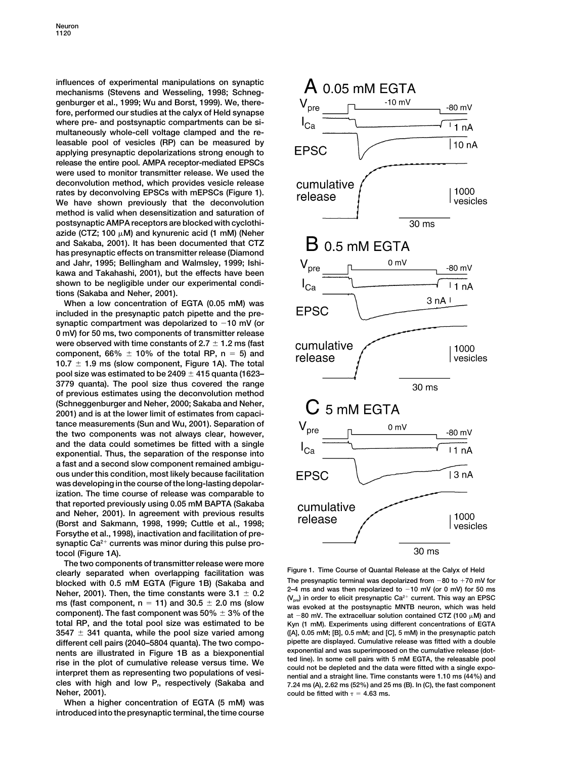influences of experimental manipulations on synaptic mechanisms (Stevens and Wesseling, 1998; Schneggenburger et al., 1999; Wu and Borst, 1999). We, therefore, performed our studies at the calyx of Held synapse where pre- and postsynaptic compartments can be simultaneously whole-cell voltage clamped and the releasable pool of vesicles (RP) can be measured by applying presynaptic depolarizations strong enough to release the entire pool. AMPA receptor-mediated EPSCs were used to monitor transmitter release. We used the deconvolution method, which provides vesicle release rates by deconvolving EPSCs with mEPSCs (Figure 1). We have shown previously that the deconvolution method is valid when desensitization and saturation of postsynaptic AMPA receptors are blocked with cyclothiazide (CTZ; 100 μM) and kynurenic acid (1 mM) (Neher and Sakaba, 2001). It has been documented that CTZ has presynaptic effects on transmitter release (Diamond and Jahr, 1995; Bellingham and Walmsley, 1999; Ishikawa and Takahashi, 2001), but the effects have been shown to be negligible under our experimental conditions (Sakaba and Neher, 2001).

When a low concentration of EGTA (0.05 mM) was included in the presynaptic patch pipette and the presynaptic compartment was depolarized to −10 mV (or 0 mV) for 50 ms, two components of transmitter release were observed with time constants of 2.7 ± 1.2 ms (fast component, 66% ± 10% of the total RP, n = 5) and 10.7 ± 1.9 ms (slow component, Figure 1A). The total pool size was estimated to be 2409 ± 415 quanta (1623–3779 quanta). The pool size thus covered the range of previous estimates using the deconvolution method (Schneggenburger and Neher, 2000; Sakaba and Neher, 2001) and is at the lower limit of estimates from capacitance measurements (Sun and Wu, 2001). Separation of the two components was not always clear, however, and the data could sometimes be fitted with a single exponential. Thus, the separation of the response into a fast and a second slow component remained ambiguous under this condition, most likely because facilitation was developing in the course of the long-lasting depolarization. The time course of release was comparable to that reported previously using 0.05 mM BAPTA (Sakaba and Neher, 2001). In agreement with previous results (Borst and Sakmann, 1998, 1999; Cuttle et al., 1998; Forsythe et al., 1998), inactivation and facilitation of presynaptic $Ca^{2+}$ currents was minor during this pulse protocol (Figure 1A).

The two components of transmitter release were more clearly separated when overlapping facilitation was blocked with 0.5 mM EGTA (Figure 1B) (Sakaba and Neher, 2001). Then, the time constants were 3.1 ± 0.2 ms (fast component, n = 11) and 30.5 ± 2.0 ms (slow component). The fast component was 50% ± 3% of the total RP, and the total pool size was estimated to be 3547 ± 341 quanta, while the pool size varied among different cell pairs (2040–5804 quanta). The two components are illustrated in Figure 1B as a biexponential rise in the plot of cumulative release versus time. We interpret them as representing two populations of vesicles with high and low $P_r$, respectively (Sakaba and Neher, 2001).

When a higher concentration of EGTA (5 mM) was introduced into the presynaptic terminal, the time course

Figure 1. Time Course of Quantal Release at the Calyx of Held

The presynaptic terminal was depolarized from −80 to +70 mV for 2–4 ms and was then repolarized to −10 mV (or 0 mV) for 50 ms ($V_{pre}$) in order to elicit presynaptic $Ca^{2+}$ current. This way an EPSC was evoked at the postsynaptic MNTB neuron, which was held at −80 mV. The extracelluar solution contained CTZ (100 μM) and Kyn (1 mM). Experiments using different concentrations of EGTA ([A], 0.05 mM; [B], 0.5 mM; and [C], 5 mM) in the presynaptic patch pipette are displayed. Cumulative release was fitted with a double exponential and was superimposed on the cumulative release (dotted line). In some cell pairs with 5 mM EGTA, the releasable pool could not be depleted and the data were fitted with a single exponential and a straight line. Time constants were 1.10 ms (44%) and 7.24 ms (A), 2.62 ms (52%) and 25 ms (B). In (C), the fast component could be fitted with τ = 4.63 ms.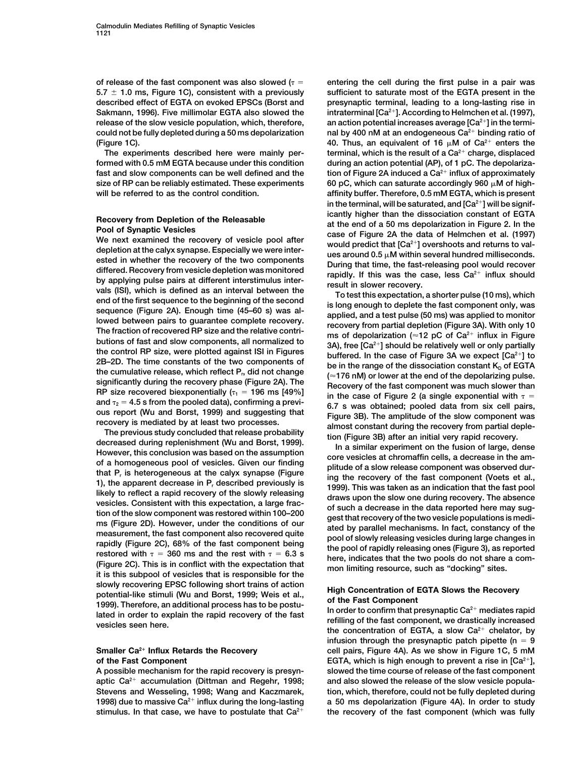of release of the fast component was also slowed ($\tau$ = 5.7 ± 1.0 ms, Figure 1C), consistent with a previously described effect of EGTA on evoked EPSCs (Borst and Sakmann, 1996). Five millimolar EGTA also slowed the release of the slow vesicle population, which, therefore, could not be fully depleted during a 50 ms depolarization (Figure 1C).

The experiments described here were mainly performed with 0.5 mM EGTA because under this condition fast and slow components can be well defined and the size of RP can be reliably estimated. These experiments will be referred to as the control condition.

## Recovery from Depletion of the Releasable Pool of Synaptic Vesicles

We next examined the recovery of vesicle pool after depletion at the calyx synapse. Especially we were interested in whether the recovery of the two components differed. Recovery from vesicle depletion was monitored by applying pulse pairs at different interstimulus intervals (ISI), which is defined as an interval between the end of the first sequence to the beginning of the second sequence (Figure 2A). Enough time (45–60 s) was allowed between pairs to guarantee complete recovery. The fraction of recovered RP size and the relative contributions of fast and slow components, all normalized to the control RP size, were plotted against ISI in Figures 2B–2D. The time constants of the two components of the cumulative release, which reflect $P_r$, did not change significantly during the recovery phase (Figure 2A). The RP size recovered biexponentially ($\tau_1$ = 196 ms [49%] and $\tau_2$ = 4.5 s from the pooled data), confirming a previous report (Wu and Borst, 1999) and suggesting that recovery is mediated by at least two processes.

The previous study concluded that release probability decreased during replenishment (Wu and Borst, 1999). However, this conclusion was based on the assumption of a homogeneous pool of vesicles. Given our finding that $P_r$ is heterogeneous at the calyx synapse (Figure 1), the apparent decrease in $P_r$ described previously is likely to reflect a rapid recovery of the slowly releasing vesicles. Consistent with this expectation, a large fraction of the slow component was restored within 100–200 ms (Figure 2D). However, under the conditions of our measurement, the fast component also recovered quite rapidly (Figure 2C), 68% of the fast component being restored with $\tau$ = 360 ms and the rest with $\tau$ = 6.3 s (Figure 2C). This is in conflict with the expectation that it is this subpool of vesicles that is responsible for the slowly recovering EPSC following short trains of action potential-like stimuli (Wu and Borst, 1999; Weis et al., 1999). Therefore, an additional process has to be postulated in order to explain the rapid recovery of the fast vesicles seen here.

## Smaller $Ca^{2+}$ Influx Retards the Recovery of the Fast Component

A possible mechanism for the rapid recovery is presynaptic $Ca^{2+}$ accumulation (Dittman and Regehr, 1998; Stevens and Wesseling, 1998; Wang and Kaczmarek, 1998) due to massive $Ca^{2+}$ influx during the long-lasting stimulus. In that case, we have to postulate that $Ca^{2+}$ entering the cell during the first pulse in a pair was sufficient to saturate most of the EGTA present in the presynaptic terminal, leading to a long-lasting rise in intraterminal $[Ca^{2+}]$. According to Helmchen et al. (1997), an action potential increases average $[Ca^{2+}]$ in the terminal by 400 nM at an endogeneous $Ca^{2+}$ binding ratio of 40. Thus, an equivalent of 16 μM of $Ca^{2+}$ enters the terminal, which is the result of a $Ca^{2+}$ charge, displaced during an action potential (AP), of 1 pC. The depolarization of Figure 2A induced a $Ca^{2+}$ influx of approximately 60 pC, which can saturate accordingly 960 μM of high-affinity buffer. Therefore, 0.5 mM EGTA, which is present in the terminal, will be saturated, and $[Ca^{2+}]$ will be significantly higher than the dissociation constant of EGTA at the end of a 50 ms depolarization in Figure 2. In the case of Figure 2A the data of Helmchen et al. (1997) would predict that $[Ca^{2+}]$ overshoots and returns to values around 0.5 μM within several hundred milliseconds. During that time, the fast-releasing pool would recover rapidly. If this was the case, less $Ca^{2+}$ influx should result in slower recovery.

To test this expectation, a shorter pulse (10 ms), which is long enough to deplete the fast component only, was applied, and a test pulse (50 ms) was applied to monitor recovery from partial depletion (Figure 3A). With only 10 ms of depolarization (≈12 pC of $Ca^{2+}$ influx in Figure 3A), free $[Ca^{2+}]$ should be relatively well or only partially buffered. In the case of Figure 3A we expect $[Ca^{2+}]$ to be in the range of the dissociation constant $K_D$ of EGTA (≈176 nM) or lower at the end of the depolarizing pulse. Recovery of the fast component was much slower than in the case of Figure 2 (a single exponential with $\tau$ = 6.7 s was obtained; pooled data from six cell pairs, Figure 3B). The amplitude of the slow component was almost constant during the recovery from partial depletion (Figure 3B) after an initial very rapid recovery.

In a similar experiment on the fusion of large, dense core vesicles at chromaffin cells, a decrease in the amplitude of a slow release component was observed during the recovery of the fast component (Voets et al., 1999). This was taken as an indication that the fast pool draws upon the slow one during recovery. The absence of such a decrease in the data reported here may suggest that recovery of the two vesicle populations is mediated by parallel mechanisms. In fact, constancy of the pool of slowly releasing vesicles during large changes in the pool of rapidly releasing ones (Figure 3), as reported here, indicates that the two pools do not share a common limiting resource, such as "docking" sites.

## High Concentration of EGTA Slows the Recovery of the Fast Component

In order to confirm that presynaptic $Ca^{2+}$ mediates rapid refilling of the fast component, we drastically increased the concentration of EGTA, a slow $Ca^{2+}$ chelator, by infusion through the presynaptic patch pipette ($n$ = 9 cell pairs, Figure 4A). As we show in Figure 1C, 5 mM EGTA, which is high enough to prevent a rise in $[Ca^{2+}]$, slowed the time course of release of the fast component and also slowed the release of the slow vesicle population, which, therefore, could not be fully depleted during a 50 ms depolarization (Figure 4A). In order to study the recovery of the fast component (which was fully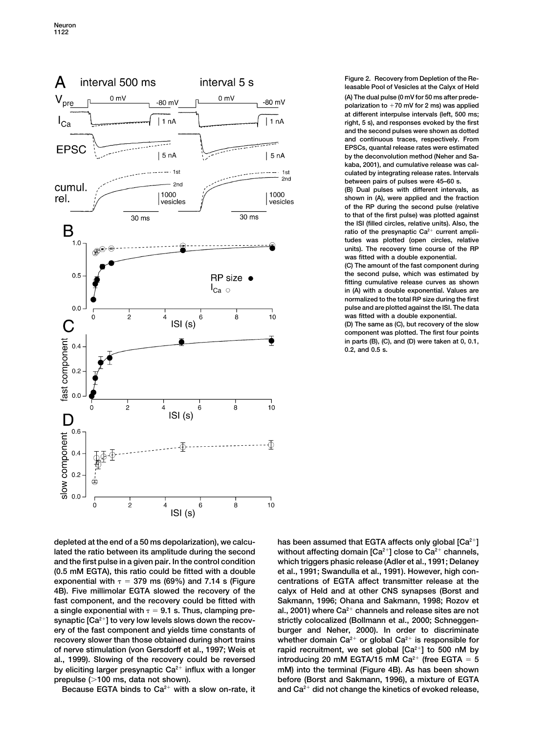Figure 2. Recovery from Depletion of the Releasable Pool of Vesicles at the Calyx of Held

(A) The dual pulse (0 mV for 50 ms after predepolarization to +70 mV for 2 ms) was applied at different interpulse intervals (left, 500 ms; right, 5 s), and responses evoked by the first and the second pulses were shown as dotted and continuous traces, respectively. From EPSCs, quantal release rates were estimated by the deconvolution method (Neher and Sakaba, 2001), and cumulative release was calculated by integrating release rates. Intervals between pairs of pulses were 45–60 s.

(B) Dual pulses with different intervals, as shown in (A), were applied and the fraction of the RP during the second pulse (relative to that of the first pulse) was plotted against the ISI (filled circles, relative units). Also, the ratio of the presynaptic $Ca^{2+}$ current amplitudes was plotted (open circles, relative units). The recovery time course of the RP was fitted with a double exponential.

(C) The amount of the fast component during the second pulse, which was estimated by fitting cumulative release curves as shown in (A) with a double exponential. Values are normalized to the total RP size during the first pulse and are plotted against the ISI. The data was fitted with a double exponential.

(D) The same as (C), but recovery of the slow component was plotted. The first four points in parts (B), (C), and (D) were taken at 0, 0.1, 0.2, and 0.5 s.

depleted at the end of a 50 ms depolarization), we calculated the ratio between its amplitude during the second and the first pulse in a given pair. In the control condition (0.5 mM EGTA), this ratio could be fitted with a double exponential with $\tau$ = 379 ms (69%) and 7.14 s (Figure 4B). Five millimolar EGTA slowed the recovery of the fast component, and the recovery could be fitted with a single exponential with $\tau$ = 9.1 s. Thus, clamping presynaptic $[Ca^{2+}]$ to very low levels slows down the recovery of the fast component and yields time constants of recovery slower than those obtained during short trains of nerve stimulation (von Gersdorff et al., 1997; Weis et al., 1999). Slowing of the recovery could be reversed by eliciting larger presynaptic $Ca^{2+}$ influx with a longer prepulse (>100 ms, data not shown).

Because EGTA binds to $Ca^{2+}$ with a slow on-rate, it has been assumed that EGTA affects only global $[Ca^{2+}]$ without affecting domain $[Ca^{2+}]$ close to $Ca^{2+}$ channels, which triggers phasic release (Adler et al., 1991; Delaney et al., 1991; Swandulla et al., 1991). However, high concentrations of EGTA affect transmitter release at the calyx of Held and at other CNS synapses (Borst and Sakmann, 1996; Ohana and Sakmann, 1998; Rozov et al., 2001) where $Ca^{2+}$ channels and release sites are not strictly colocalized (Bollmann et al., 2000; Schneggenburger and Neher, 2000). In order to discriminate whether domain $Ca^{2+}$ or global $Ca^{2+}$ is responsible for rapid recruitment, we set global $[Ca^{2+}]$ to 500 nM by introducing 20 mM EGTA/15 mM $Ca^{2+}$ (free EGTA = 5 mM) into the terminal (Figure 4B). As has been shown before (Borst and Sakmann, 1996), a mixture of EGTA and $Ca^{2+}$ did not change the kinetics of evoked release,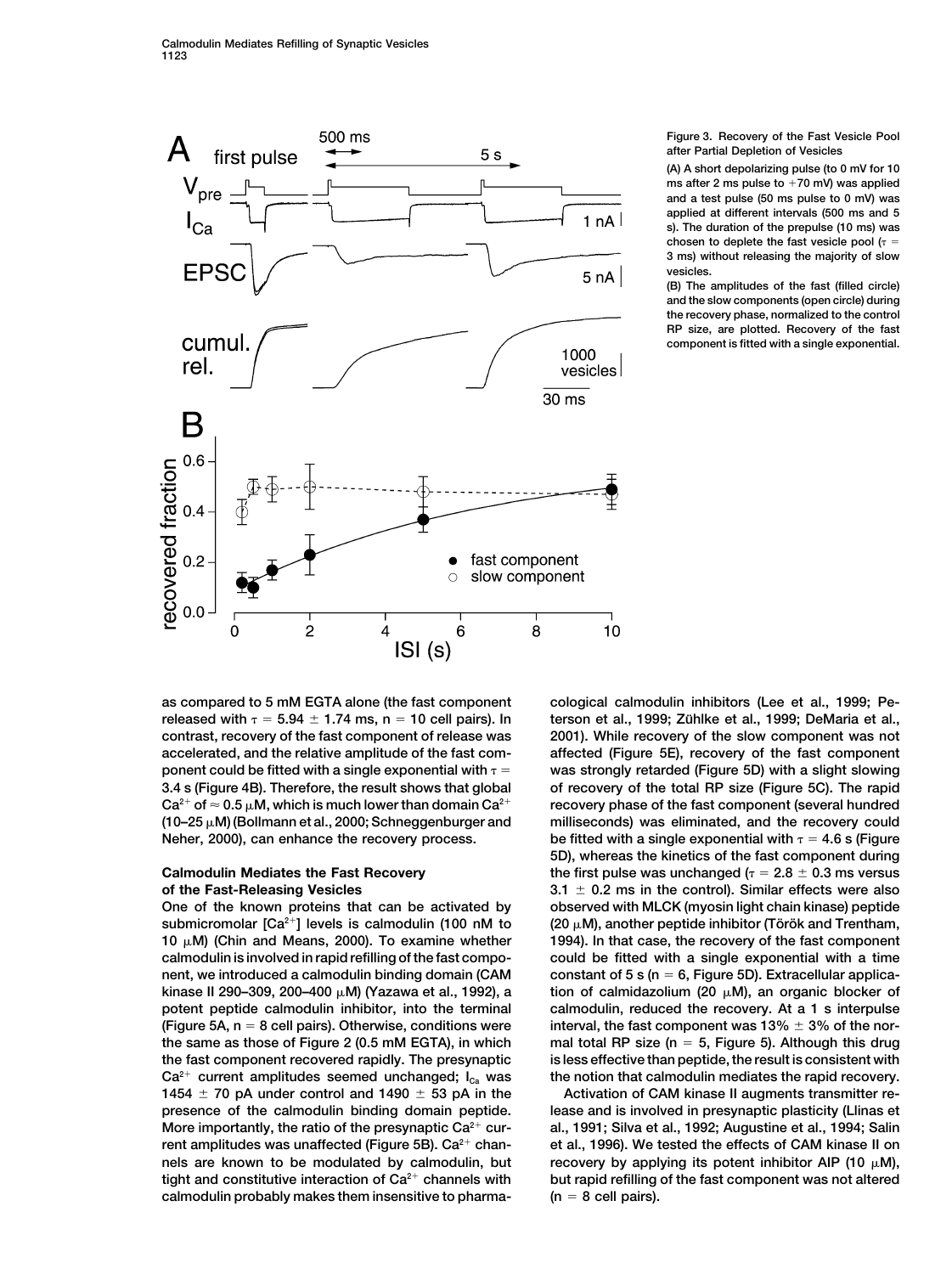Figure 3. Recovery of the Fast Vesicle Pool after Partial Depletion of Vesicles

(A) A short depolarizing pulse (to 0 mV for 10 ms after 2 ms pulse to +70 mV) was applied and a test pulse (50 ms pulse to 0 mV) was applied at different intervals (500 ms and 5 s). The duration of the prepulse (10 ms) was chosen to deplete the fast vesicle pool ($\tau$ = 3 ms) without releasing the majority of slow vesicles.

(B) The amplitudes of the fast (filled circle) and the slow components (open circle) during the recovery phase, normalized to the control RP size, are plotted. Recovery of the fast component is fitted with a single exponential.

as compared to 5 mM EGTA alone (the fast component released with $\tau$ = 5.94 ± 1.74 ms, n = 10 cell pairs). In contrast, recovery of the fast component of release was accelerated, and the relative amplitude of the fast component could be fitted with a single exponential with $\tau$ = 3.4 s (Figure 4B). Therefore, the result shows that global $Ca^{2+}$ of ≈ 0.5 μM, which is much lower than domain $Ca^{2+}$ (10–25 μM) (Bollmann et al., 2000; Schneggenburger and Neher, 2000), can enhance the recovery process.

## Calmodulin Mediates the Fast Recovery of the Fast-Releasing Vesicles

One of the known proteins that can be activated by submicromolar [$Ca^{2+}$] levels is calmodulin (100 nM to 10 μM) (Chin and Means, 2000). To examine whether calmodulin is involved in rapid refilling of the fast component, we introduced a calmodulin binding domain (CAM kinase II 290–309, 200–400 μM) (Yazawa et al., 1992), a potent peptide calmodulin inhibitor, into the terminal (Figure 5A, n = 8 cell pairs). Otherwise, conditions were the same as those of Figure 2 (0.5 mM EGTA), in which the fast component recovered rapidly. The presynaptic $Ca^{2+}$ current amplitudes seemed unchanged; $I_{Ca}$ was 1454 ± 70 pA under control and 1490 ± 53 pA in the presence of the calmodulin binding domain peptide. More importantly, the ratio of the presynaptic $Ca^{2+}$ current amplitudes was unaffected (Figure 5B). $Ca^{2+}$ channels are known to be modulated by calmodulin, but tight and constitutive interaction of $Ca^{2+}$ channels with calmodulin probably makes them insensitive to pharmacological calmodulin inhibitors (Lee et al., 1999; Peterson et al., 1999; Zühlke et al., 1999; DeMaria et al., 2001). While recovery of the slow component was not affected (Figure 5E), recovery of the fast component was strongly retarded (Figure 5D) with a slight slowing of recovery of the total RP size (Figure 5C). The rapid recovery phase of the fast component (several hundred milliseconds) was eliminated, and the recovery could be fitted with a single exponential with $\tau$ = 4.6 s (Figure 5D), whereas the kinetics of the fast component during the first pulse was unchanged ($\tau$ = 2.8 ± 0.3 ms versus 3.1 ± 0.2 ms in the control). Similar effects were also observed with MLCK (myosin light chain kinase) peptide (20 μM), another peptide inhibitor (Török and Trentham, 1994). In that case, the recovery of the fast component could be fitted with a single exponential with a time constant of 5 s (n = 6, Figure 5D). Extracellular application of calmidazolium (20 μM), an organic blocker of calmodulin, reduced the recovery. At a 1 s interpulse interval, the fast component was 13% ± 3% of the normal total RP size (n = 5, Figure 5). Although this drug is less effective than peptide, the result is consistent with the notion that calmodulin mediates the rapid recovery.

Activation of CAM kinase II augments transmitter release and is involved in presynaptic plasticity (Llinas et al., 1991; Silva et al., 1992; Augustine et al., 1994; Salin et al., 1996). We tested the effects of CAM kinase II on recovery by applying its potent inhibitor AIP (10 μM), but rapid refilling of the fast component was not altered (n = 8 cell pairs).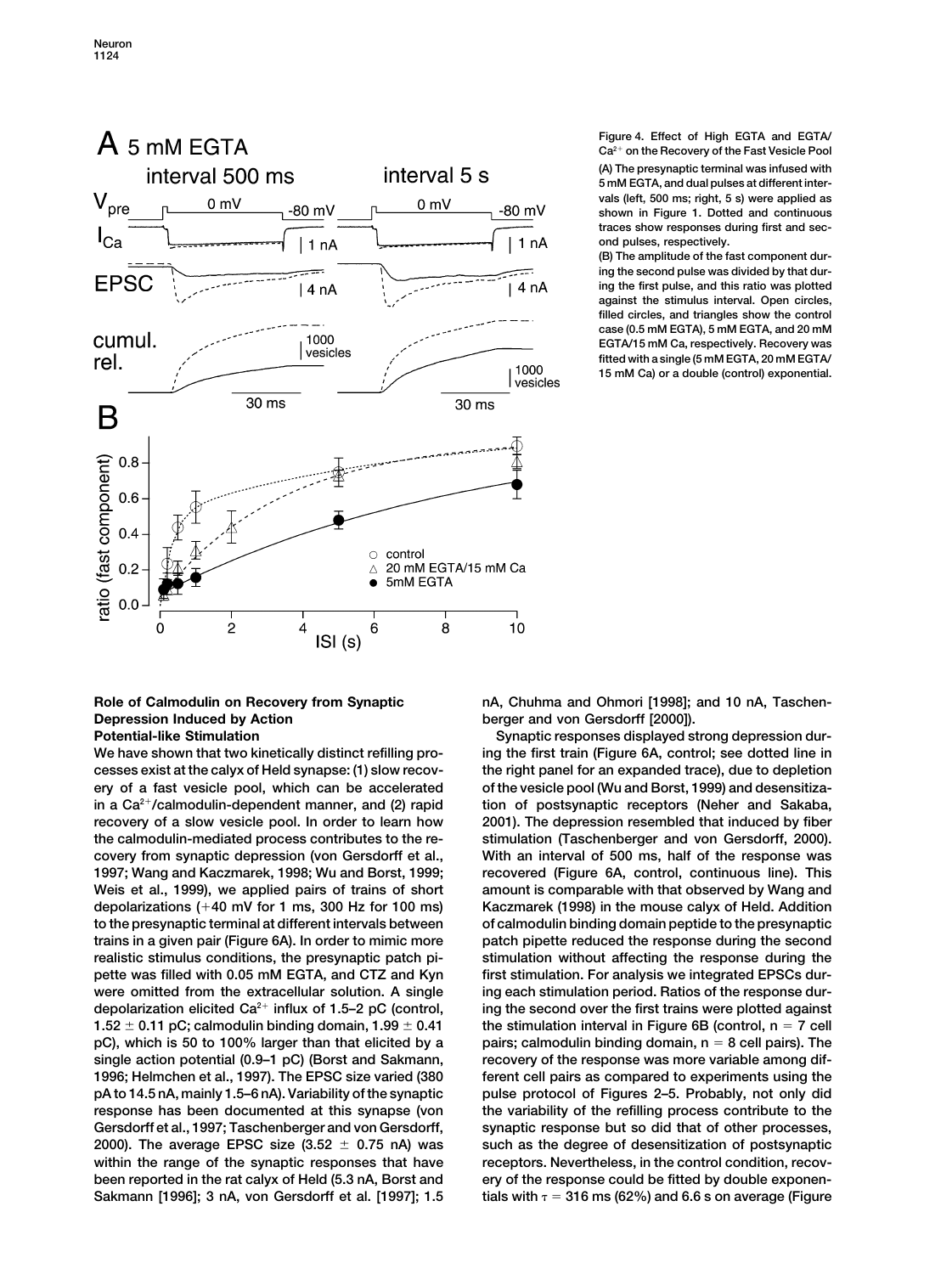Figure 4. Effect of High EGTA and EGTA/$Ca^{2+}$ on the Recovery of the Fast Vesicle Pool

(A) The presynaptic terminal was infused with 5 mM EGTA, and dual pulses at different intervals (left, 500 ms; right, 5 s) were applied as shown in Figure 1. Dotted and continuous traces show responses during first and second pulses, respectively.

(B) The amplitude of the fast component during the second pulse was divided by that during the first pulse, and this ratio was plotted against the stimulus interval. Open circles, filled circles, and triangles show the control case (0.5 mM EGTA), 5 mM EGTA, and 20 mM EGTA/15 mM Ca, respectively. Recovery was fitted with a single (5 mM EGTA, 20 mM EGTA/15 mM Ca) or a double (control) exponential.

### Role of Calmodulin on Recovery from Synaptic Depression Induced by Action Potential-like Stimulation

We have shown that two kinetically distinct refilling processes exist at the calyx of Held synapse: (1) slow recovery of a fast vesicle pool, which can be accelerated in a $Ca^{2+}$/calmodulin-dependent manner, and (2) rapid recovery of a slow vesicle pool. In order to learn how the calmodulin-mediated process contributes to the recovery from synaptic depression (von Gersdorff et al., 1997; Wang and Kaczmarek, 1998; Wu and Borst, 1999; Weis et al., 1999), we applied pairs of trains of short depolarizations (+40 mV for 1 ms, 300 Hz for 100 ms) to the presynaptic terminal at different intervals between trains in a given pair (Figure 6A). In order to mimic more realistic stimulus conditions, the presynaptic patch pipette was filled with 0.05 mM EGTA, and CTZ and Kyn were omitted from the extracellular solution. A single depolarization elicited $Ca^{2+}$ influx of 1.5–2 pC (control, 1.52 ± 0.11 pC; calmodulin binding domain, 1.99 ± 0.41 pC), which is 50 to 100% larger than that elicited by a single action potential (0.9–1 pC) (Borst and Sakmann, 1996; Helmchen et al., 1997). The EPSC size varied (380 pA to 14.5 nA, mainly 1.5–6 nA). Variability of the synaptic response has been documented at this synapse (von Gersdorff et al., 1997; Taschenberger and von Gersdorff, 2000). The average EPSC size (3.52 ± 0.75 nA) was within the range of the synaptic responses that have been reported in the rat calyx of Held (5.3 nA, Borst and Sakmann [1996]; 3 nA, von Gersdorff et al. [1997]; 1.5 nA, Chuhma and Ohmori [1998]; and 10 nA, Taschenberger and von Gersdorff [2000]).

Synaptic responses displayed strong depression during the first train (Figure 6A, control; see dotted line in the right panel for an expanded trace), due to depletion of the vesicle pool (Wu and Borst, 1999) and desensitization of postsynaptic receptors (Neher and Sakaba, 2001). The depression resembled that induced by fiber stimulation (Taschenberger and von Gersdorff, 2000). With an interval of 500 ms, half of the response was recovered (Figure 6A, control, continuous line). This amount is comparable with that observed by Wang and Kaczmarek (1998) in the mouse calyx of Held. Addition of calmodulin binding domain peptide to the presynaptic patch pipette reduced the response during the second stimulation without affecting the response during the first stimulation. For analysis we integrated EPSCs during each stimulation period. Ratios of the response during the second over the first trains were plotted against the stimulation interval in Figure 6B (control, $n = 7$ cell pairs; calmodulin binding domain, $n = 8$ cell pairs). The recovery of the response was more variable among different cell pairs as compared to experiments using the pulse protocol of Figures 2–5. Probably, not only did the variability of the refilling process contribute to the synaptic response but so did that of other processes, such as the degree of desensitization of postsynaptic receptors. Nevertheless, in the control condition, recovery of the response could be fitted by double exponentials with $\tau = 316$ ms (62%) and 6.6 s on average (Figure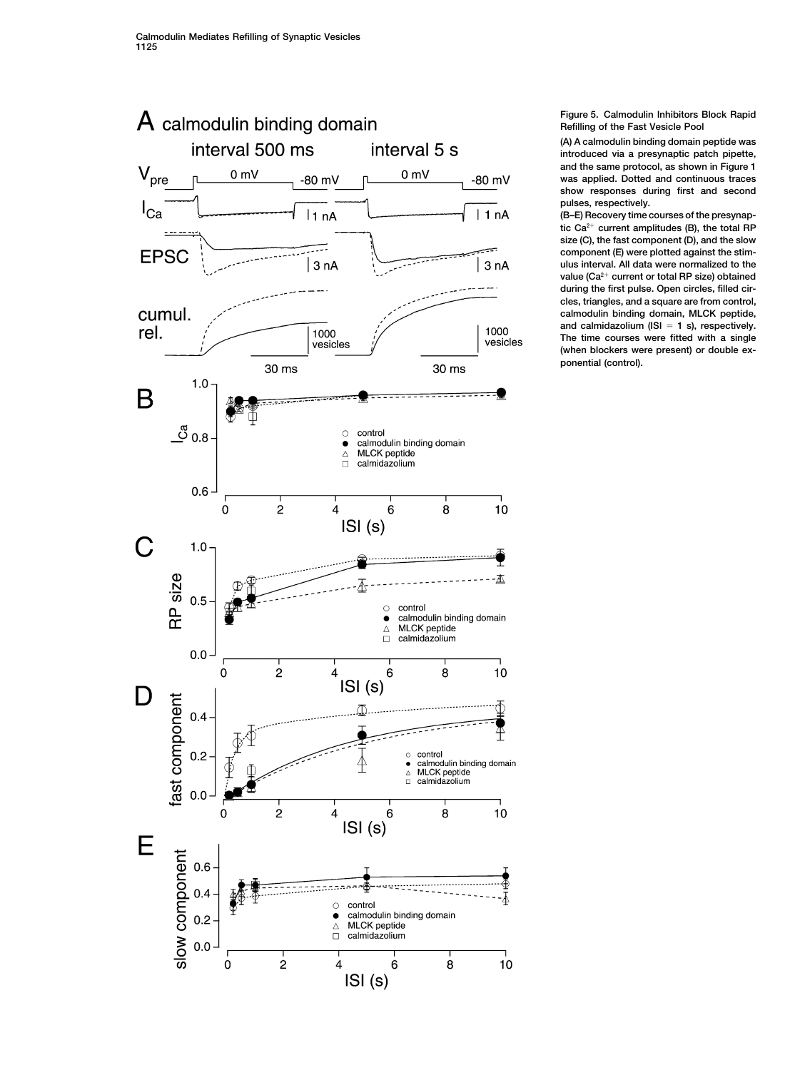Figure 5. Calmodulin Inhibitors Block Rapid Refilling of the Fast Vesicle Pool

(A) A calmodulin binding domain peptide was introduced via a presynaptic patch pipette, and the same protocol, as shown in Figure 1 was applied. Dotted and continuous traces show responses during first and second pulses, respectively.

(B–E) Recovery time courses of the presynaptic $Ca^{2+}$ current amplitudes (B), the total RP size (C), the fast component (D), and the slow component (E) were plotted against the stimulus interval. All data were normalized to the value ($Ca^{2+}$ current or total RP size) obtained during the first pulse. Open circles, filled circles, triangles, and a square are from control, calmodulin binding domain, MLCK peptide, and calmidazolium (ISI = 1 s), respectively. The time courses were fitted with a single (when blockers were present) or double exponential (control).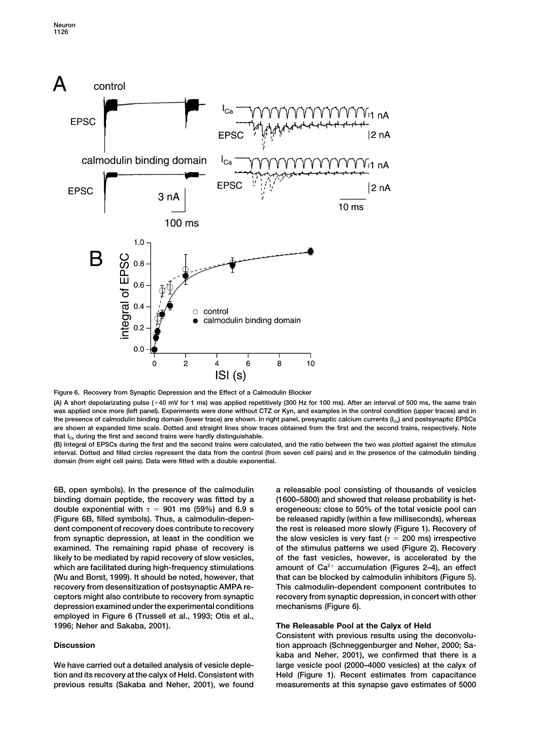Figure 6. Recovery from Synaptic Depression and the Effect of a Calmodulin Blocker

(A) A short depolarizing pulse (+40 mV for 1 ms) was applied repetitively (300 Hz for 100 ms). After an interval of 500 ms, the same train was applied once more (left panel). Experiments were done without CTZ or Kyn, and examples in the control condition (upper traces) and in the presence of calmodulin binding domain (lower trace) are shown. In right panel, presynaptic calcium currents ($I_{Ca}$) and postsynaptic EPSCs are shown at expanded time scale. Dotted and straight lines show traces obtained from the first and the second trains, respectively. Note that $I_{Ca}$ during the first and second trains were hardly distinguishable.

(B) Integral of EPSCs during the first and the second trains were calculated, and the ratio between the two was plotted against the stimulus interval. Dotted and filled circles represent the data from the control (from seven cell pairs) and in the presence of the calmodulin binding domain (from eight cell pairs). Data were fitted with a double exponential.

6B, open symbols). In the presence of the calmodulin binding domain peptide, the recovery was fitted by a double exponential with $\tau$ = 901 ms (59%) and 6.9 s (Figure 6B, filled symbols). Thus, a calmodulin-dependent component of recovery does contribute to recovery from synaptic depression, at least in the condition we examined. The remaining rapid phase of recovery is likely to be mediated by rapid recovery of slow vesicles, which are facilitated during high-frequency stimulations (Wu and Borst, 1999). It should be noted, however, that recovery from desensitization of postsynaptic AMPA receptors might also contribute to recovery from synaptic depression examined under the experimental conditions employed in Figure 6 (Trussell et al., 1993; Otis et al., 1996; Neher and Sakaba, 2001).

## Discussion

We have carried out a detailed analysis of vesicle depletion and its recovery at the calyx of Held. Consistent with previous results (Sakaba and Neher, 2001), we found a releasable pool consisting of thousands of vesicles (1600–5800) and showed that release probability is heterogeneous: close to 50% of the total vesicle pool can be released rapidly (within a few milliseconds), whereas the rest is released more slowly (Figure 1). Recovery of the slow vesicles is very fast ($\tau$ = 200 ms) irrespective of the stimulus patterns we used (Figure 2). Recovery of the fast vesicles, however, is accelerated by the amount of $Ca^{2+}$ accumulation (Figures 2–4), an effect that can be blocked by calmodulin inhibitors (Figure 5). This calmodulin-dependent component contributes to recovery from synaptic depression, in concert with other mechanisms (Figure 6).

### The Releasable Pool at the Calyx of Held

Consistent with previous results using the deconvolution approach (Schneggenburger and Neher, 2000; Sakaba and Neher, 2001), we confirmed that there is a large vesicle pool (2000–4000 vesicles) at the calyx of Held (Figure 1). Recent estimates from capacitance measurements at this synapse gave estimates of 5000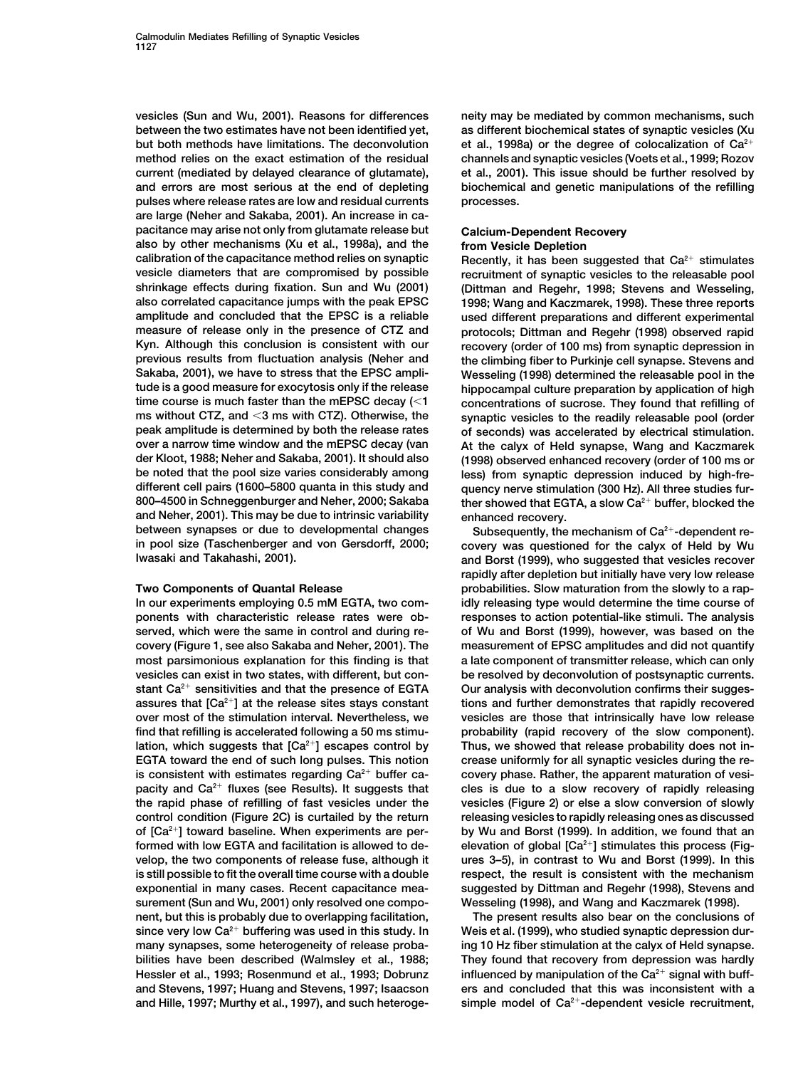vesicles (Sun and Wu, 2001). Reasons for differences between the two estimates have not been identified yet, but both methods have limitations. The deconvolution method relies on the exact estimation of the residual current (mediated by delayed clearance of glutamate), and errors are most serious at the end of depleting pulses where release rates are low and residual currents are large (Neher and Sakaba, 2001). An increase in capacitance may arise not only from glutamate release but also by other mechanisms (Xu et al., 1998a), and the calibration of the capacitance method relies on synaptic vesicle diameters that are compromised by possible shrinkage effects during fixation. Sun and Wu (2001) also correlated capacitance jumps with the peak EPSC amplitude and concluded that the EPSC is a reliable measure of release only in the presence of CTZ and Kyn. Although this conclusion is consistent with our previous results from fluctuation analysis (Neher and Sakaba, 2001), we have to stress that the EPSC amplitude is a good measure for exocytosis only if the release time course is much faster than the mEPSC decay (<1 ms without CTZ, and <3 ms with CTZ). Otherwise, the peak amplitude is determined by both the release rates over a narrow time window and the mEPSC decay (van der Kloot, 1988; Neher and Sakaba, 2001). It should also be noted that the pool size varies considerably among different cell pairs (1600–5800 quanta in this study and 800–4500 in Schneggenburger and Neher, 2000; Sakaba and Neher, 2001). This may be due to intrinsic variability between synapses or due to developmental changes in pool size (Taschenberger and von Gersdorff, 2000; Iwasaki and Takahashi, 2001).

## Two Components of Quantal Release

In our experiments employing 0.5 mM EGTA, two components with characteristic release rates were observed, which were the same in control and during recovery (Figure 1, see also Sakaba and Neher, 2001). The most parsimonious explanation for this finding is that vesicles can exist in two states, with different, but constant $Ca^{2+}$ sensitivities and that the presence of EGTA assures that $[Ca^{2+}]$ at the release sites stays constant over most of the stimulation interval. Nevertheless, we find that refilling is accelerated following a 50 ms stimulation, which suggests that $[Ca^{2+}]$ escapes control by EGTA toward the end of such long pulses. This notion is consistent with estimates regarding $Ca^{2+}$ buffer capacity and $Ca^{2+}$ fluxes (see Results). It suggests that the rapid phase of refilling of fast vesicles under the control condition (Figure 2C) is curtailed by the return of $[Ca^{2+}]$ toward baseline. When experiments are performed with low EGTA and facilitation is allowed to develop, the two components of release fuse, although it is still possible to fit the overall time course with a double exponential in many cases. Recent capacitance measurement (Sun and Wu, 2001) only resolved one component, but this is probably due to overlapping facilitation, since very low $Ca^{2+}$ buffering was used in this study. In many synapses, some heterogeneity of release probabilities have been described (Walmsley et al., 1988; Hessler et al., 1993; Rosenmund et al., 1993; Dobrunz and Stevens, 1997; Huang and Stevens, 1997; Isaacson and Hille, 1997; Murthy et al., 1997), and such heterogeneity may be mediated by common mechanisms, such as different biochemical states of synaptic vesicles (Xu et al., 1998a) or the degree of colocalization of $Ca^{2+}$ channels and synaptic vesicles (Voets et al., 1999; Rozov et al., 2001). This issue should be further resolved by biochemical and genetic manipulations of the refilling processes.

## Calcium-Dependent Recovery from Vesicle Depletion

Recently, it has been suggested that $Ca^{2+}$ stimulates recruitment of synaptic vesicles to the releasable pool (Dittman and Regehr, 1998; Stevens and Wesseling, 1998; Wang and Kaczmarek, 1998). These three reports used different preparations and different experimental protocols; Dittman and Regehr (1998) observed rapid recovery (order of 100 ms) from synaptic depression in the climbing fiber to Purkinje cell synapse. Stevens and Wesseling (1998) determined the releasable pool in the hippocampal culture preparation by application of high concentrations of sucrose. They found that refilling of synaptic vesicles to the readily releasable pool (order of seconds) was accelerated by electrical stimulation. At the calyx of Held synapse, Wang and Kaczmarek (1998) observed enhanced recovery (order of 100 ms or less) from synaptic depression induced by high-frequency nerve stimulation (300 Hz). All three studies further showed that EGTA, a slow $Ca^{2+}$ buffer, blocked the enhanced recovery.

Subsequently, the mechanism of $Ca^{2+}$-dependent recovery was questioned for the calyx of Held by Wu and Borst (1999), who suggested that vesicles recover rapidly after depletion but initially have very low release probabilities. Slow maturation from the slowly to a rapidly releasing type would determine the time course of responses to action potential-like stimuli. The analysis of Wu and Borst (1999), however, was based on the measurement of EPSC amplitudes and did not quantify a late component of transmitter release, which can only be resolved by deconvolution of postsynaptic currents. Our analysis with deconvolution confirms their suggestions and further demonstrates that rapidly recovered vesicles are those that intrinsically have low release probability (rapid recovery of the slow component). Thus, we showed that release probability does not increase uniformly for all synaptic vesicles during the recovery phase. Rather, the apparent maturation of vesicles is due to a slow recovery of rapidly releasing vesicles (Figure 2) or else a slow conversion of slowly releasing vesicles to rapidly releasing ones as discussed by Wu and Borst (1999). In addition, we found that an elevation of global $[Ca^{2+}]$ stimulates this process (Figures 3–5), in contrast to Wu and Borst (1999). In this respect, the result is consistent with the mechanism suggested by Dittman and Regehr (1998), Stevens and Wesseling (1998), and Wang and Kaczmarek (1998).

The present results also bear on the conclusions of Weis et al. (1999), who studied synaptic depression during 10 Hz fiber stimulation at the calyx of Held synapse. They found that recovery from depression was hardly influenced by manipulation of the $Ca^{2+}$ signal with buffers and concluded that this was inconsistent with a simple model of $Ca^{2+}$-dependent vesicle recruitment,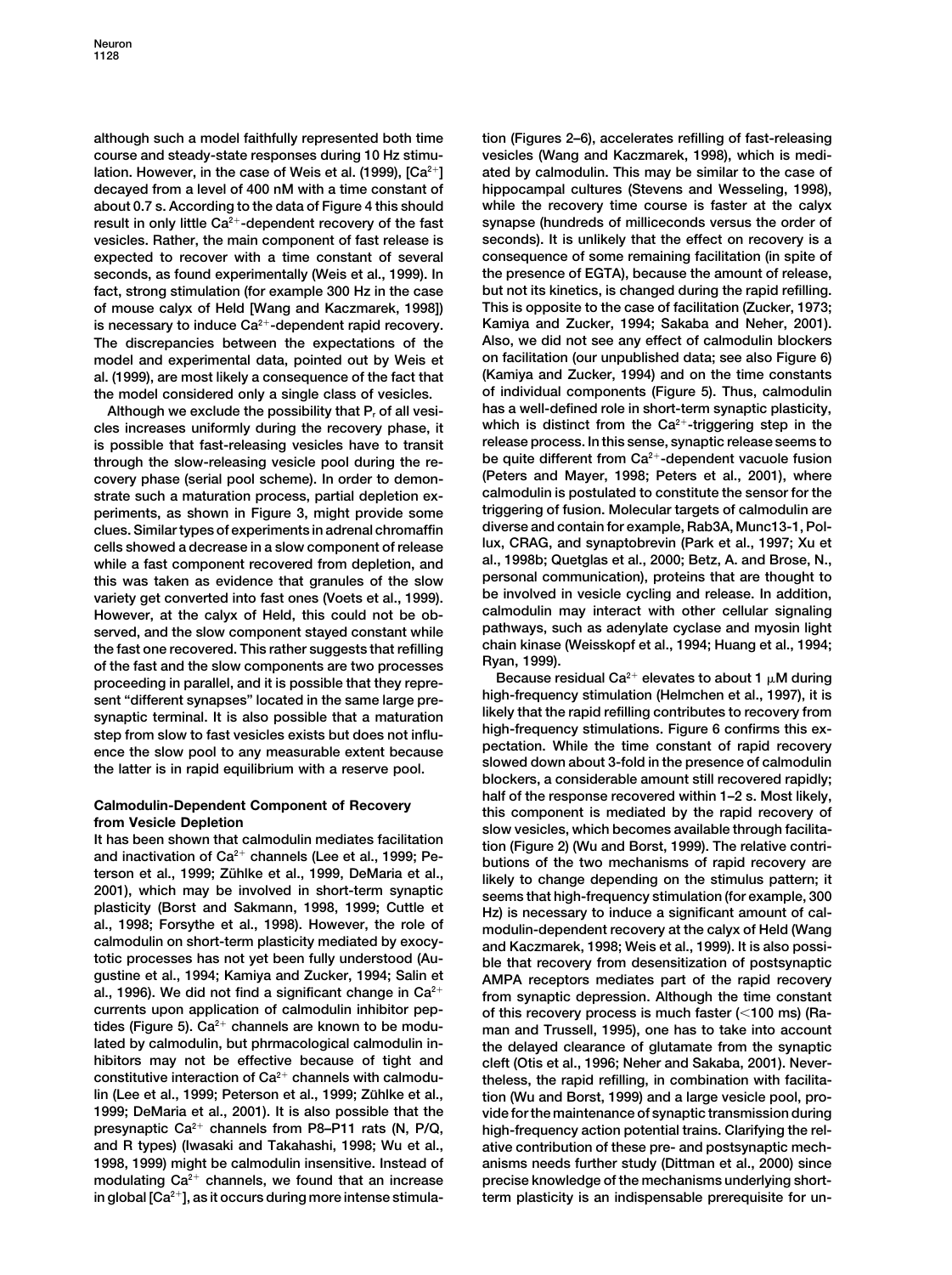although such a model faithfully represented both time course and steady-state responses during 10 Hz stimulation. However, in the case of Weis et al. (1999), $[Ca^{2+}]$ decayed from a level of 400 nM with a time constant of about 0.7 s. According to the data of Figure 4 this should result in only little $Ca^{2+}$-dependent recovery of the fast vesicles. Rather, the main component of fast release is expected to recover with a time constant of several seconds, as found experimentally (Weis et al., 1999). In fact, strong stimulation (for example 300 Hz in the case of mouse calyx of Held [Wang and Kaczmarek, 1998]) is necessary to induce $Ca^{2+}$-dependent rapid recovery. The discrepancies between the expectations of the model and experimental data, pointed out by Weis et al. (1999), are most likely a consequence of the fact that the model considered only a single class of vesicles.

Although we exclude the possibility that $P_r$ of all vesicles increases uniformly during the recovery phase, it is possible that fast-releasing vesicles have to transit through the slow-releasing vesicle pool during the recovery phase (serial pool scheme). In order to demonstrate such a maturation process, partial depletion experiments, as shown in Figure 3, might provide some clues. Similar types of experiments in adrenal chromaffin cells showed a decrease in a slow component of release while a fast component recovered from depletion, and this was taken as evidence that granules of the slow variety get converted into fast ones (Voets et al., 1999). However, at the calyx of Held, this could not be observed, and the slow component stayed constant while the fast one recovered. This rather suggests that refilling of the fast and the slow components are two processes proceeding in parallel, and it is possible that they represent "different synapses" located in the same large presynaptic terminal. It is also possible that a maturation step from slow to fast vesicles exists but does not influence the slow pool to any measurable extent because the latter is in rapid equilibrium with a reserve pool.

## Calmodulin-Dependent Component of Recovery from Vesicle Depletion

It has been shown that calmodulin mediates facilitation and inactivation of $Ca^{2+}$ channels (Lee et al., 1999; Peterson et al., 1999; Zühlke et al., 1999, DeMaria et al., 2001), which may be involved in short-term synaptic plasticity (Borst and Sakmann, 1998, 1999; Cuttle et al., 1998; Forsythe et al., 1998). However, the role of calmodulin on short-term plasticity mediated by exocytotic processes has not yet been fully understood (Augustine et al., 1994; Kamiya and Zucker, 1994; Salin et al., 1996). We did not find a significant change in $Ca^{2+}$ currents upon application of calmodulin inhibitor peptides (Figure 5). $Ca^{2+}$ channels are known to be modulated by calmodulin, but phrmacological calmodulin inhibitors may not be effective because of tight and constitutive interaction of $Ca^{2+}$ channels with calmodulin (Lee et al., 1999; Peterson et al., 1999; Zühlke et al., 1999; DeMaria et al., 2001). It is also possible that the presynaptic $Ca^{2+}$ channels from P8–P11 rats (N, P/Q, and R types) (Iwasaki and Takahashi, 1998; Wu et al., 1998, 1999) might be calmodulin insensitive. Instead of modulating $Ca^{2+}$ channels, we found that an increase in global $[Ca^{2+}]$, as it occurs during more intense stimulation (Figures 2–6), accelerates refilling of fast-releasing vesicles (Wang and Kaczmarek, 1998), which is mediated by calmodulin. This may be similar to the case of hippocampal cultures (Stevens and Wesseling, 1998), while the recovery time course is faster at the calyx synapse (hundreds of milliceconds versus the order of seconds). It is unlikely that the effect on recovery is a consequence of some remaining facilitation (in spite of the presence of EGTA), because the amount of release, but not its kinetics, is changed during the rapid refilling. This is opposite to the case of facilitation (Zucker, 1973; Kamiya and Zucker, 1994; Sakaba and Neher, 2001). Also, we did not see any effect of calmodulin blockers on facilitation (our unpublished data; see also Figure 6) (Kamiya and Zucker, 1994) and on the time constants of individual components (Figure 5). Thus, calmodulin has a well-defined role in short-term synaptic plasticity, which is distinct from the $Ca^{2+}$-triggering step in the release process. In this sense, synaptic release seems to be quite different from $Ca^{2+}$-dependent vacuole fusion (Peters and Mayer, 1998; Peters et al., 2001), where calmodulin is postulated to constitute the sensor for the triggering of fusion. Molecular targets of calmodulin are diverse and contain for example, Rab3A, Munc13-1, Pollux, CRAG, and synaptobrevin (Park et al., 1997; Xu et al., 1998b; Quetglas et al., 2000; Betz, A. and Brose, N., personal communication), proteins that are thought to be involved in vesicle cycling and release. In addition, calmodulin may interact with other cellular signaling pathways, such as adenylate cyclase and myosin light chain kinase (Weisskopf et al., 1994; Huang et al., 1994; Ryan, 1999).

Because residual $Ca^{2+}$ elevates to about 1 μM during high-frequency stimulation (Helmchen et al., 1997), it is likely that the rapid refilling contributes to recovery from high-frequency stimulations. Figure 6 confirms this expectation. While the time constant of rapid recovery slowed down about 3-fold in the presence of calmodulin blockers, a considerable amount still recovered rapidly; half of the response recovered within 1–2 s. Most likely, this component is mediated by the rapid recovery of slow vesicles, which becomes available through facilitation (Figure 2) (Wu and Borst, 1999). The relative contributions of the two mechanisms of rapid recovery are likely to change depending on the stimulus pattern; it seems that high-frequency stimulation (for example, 300 Hz) is necessary to induce a significant amount of calmodulin-dependent recovery at the calyx of Held (Wang and Kaczmarek, 1998; Weis et al., 1999). It is also possible that recovery from desensitization of postsynaptic AMPA receptors mediates part of the rapid recovery from synaptic depression. Although the time constant of this recovery process is much faster (<100 ms) (Raman and Trussell, 1995), one has to take into account the delayed clearance of glutamate from the synaptic cleft (Otis et al., 1996; Neher and Sakaba, 2001). Nevertheless, the rapid refilling, in combination with facilitation (Wu and Borst, 1999) and a large vesicle pool, provide for the maintenance of synaptic transmission during high-frequency action potential trains. Clarifying the relative contribution of these pre- and postsynaptic mechanisms needs further study (Dittman et al., 2000) since precise knowledge of the mechanisms underlying short-term plasticity is an indispensable prerequisite for un-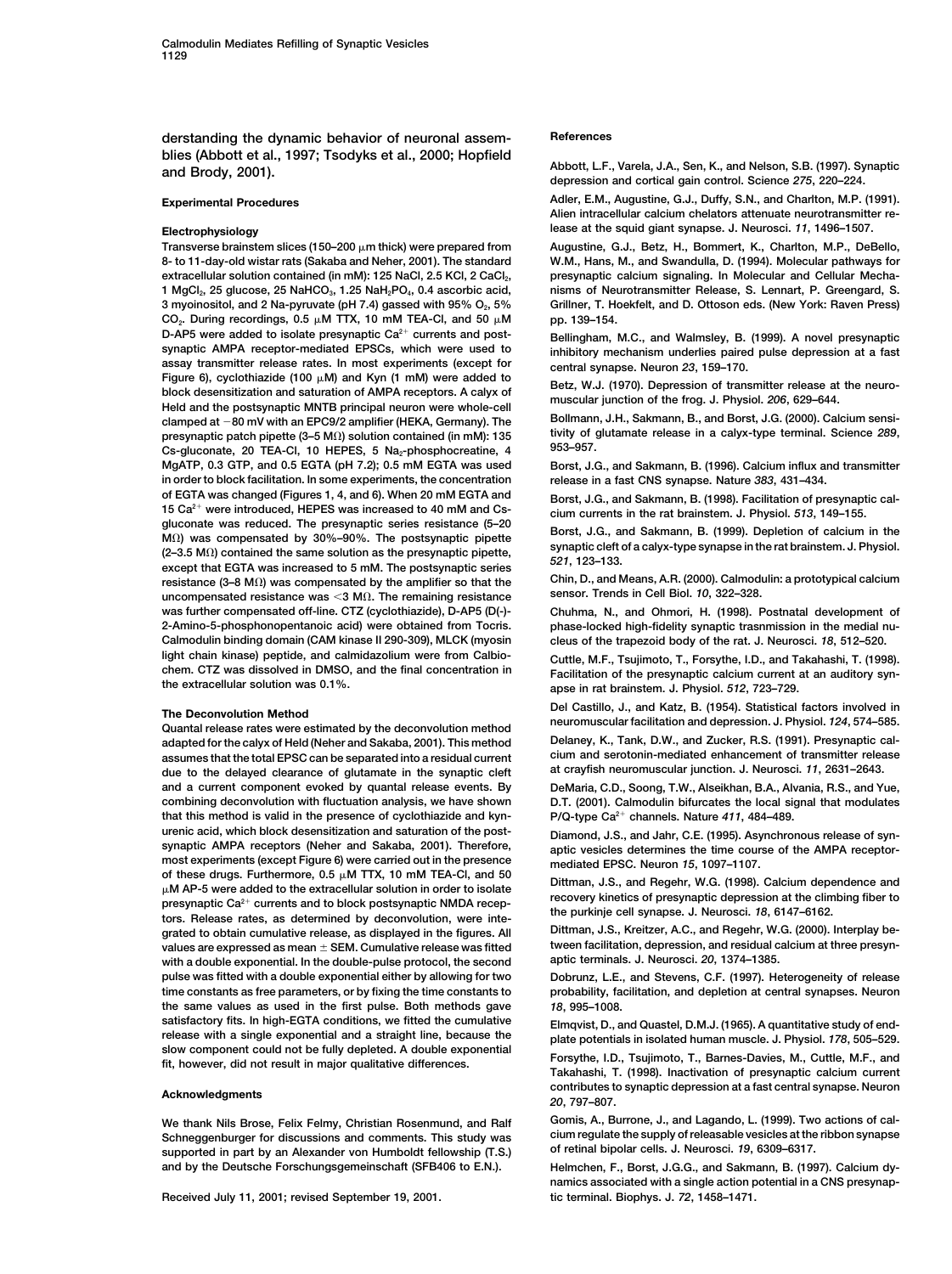derstanding the dynamic behavior of neuronal assemblies (Abbott et al., 1997; Tsodyks et al., 2000; Hopfield and Brody, 2001).

## Experimental Procedures

### Electrophysiology

Transverse brainstem slices (150–200 μm thick) were prepared from 8- to 11-day-old wistar rats (Sakaba and Neher, 2001). The standard extracellular solution contained (in mM): 125 NaCl, 2.5 KCl, 2 $CaCl_2$, 1 $MgCl_2$, 25 glucose, 25 $NaHCO_3$, 1.25 $NaH_2PO_4$, 0.4 ascorbic acid, 3 myoinositol, and 2 Na-pyruvate (pH 7.4) gassed with 95% $O_2$, 5% $CO_2$. During recordings, 0.5 μM TTX, 10 mM TEA-Cl, and 50 μM D-AP5 were added to isolate presynaptic $Ca^{2+}$ currents and postsynaptic AMPA receptor-mediated EPSCs, which were used to assay transmitter release rates. In most experiments (except for Figure 6), cyclothiazide (100 μM) and Kyn (1 mM) were added to block desensitization and saturation of AMPA receptors. A calyx of Held and the postsynaptic MNTB principal neuron were whole-cell clamped at −80 mV with an EPC9/2 amplifier (HEKA, Germany). The presynaptic patch pipette (3–5 MΩ) solution contained (in mM): 135 Cs-gluconate, 20 TEA-Cl, 10 HEPES, 5 $Na_2$-phosphocreatine, 4 MgATP, 0.3 GTP, and 0.5 EGTA (pH 7.2); 0.5 mM EGTA was used in order to block facilitation. In some experiments, the concentration of EGTA was changed (Figures 1, 4, and 6). When 20 mM EGTA and 15 $Ca^{2+}$ were introduced, HEPES was increased to 40 mM and Cs-gluconate was reduced. The presynaptic series resistance (5–20 MΩ) was compensated by 30%–90%. The postsynaptic pipette (2–3.5 MΩ) contained the same solution as the presynaptic pipette, except that EGTA was increased to 5 mM. The postsynaptic series resistance (3–8 MΩ) was compensated by the amplifier so that the uncompensated resistance was <3 MΩ. The remaining resistance was further compensated off-line. CTZ (cyclothiazide), D-AP5 (D(-)-2-Amino-5-phosphonopentanoic acid) were obtained from Tocris. Calmodulin binding domain (CAM kinase II 290-309), MLCK (myosin light chain kinase) peptide, and calmidazolium were from Calbiochem. CTZ was dissolved in DMSO, and the final concentration in the extracellular solution was 0.1%.

### The Deconvolution Method

Quantal release rates were estimated by the deconvolution method adapted for the calyx of Held (Neher and Sakaba, 2001). This method assumes that the total EPSC can be separated into a residual current due to the delayed clearance of glutamate in the synaptic cleft and a current component evoked by quantal release events. By combining deconvolution with fluctuation analysis, we have shown that this method is valid in the presence of cyclothiazide and kynurenic acid, which block desensitization and saturation of the postsynaptic AMPA receptors (Neher and Sakaba, 2001). Therefore, most experiments (except Figure 6) were carried out in the presence of these drugs. Furthermore, 0.5 μM TTX, 10 mM TEA-Cl, and 50 μM AP-5 were added to the extracellular solution in order to isolate presynaptic $Ca^{2+}$ currents and to block postsynaptic NMDA receptors. Release rates, as determined by deconvolution, were integrated to obtain cumulative release, as displayed in the figures. All values are expressed as mean ± SEM. Cumulative release was fitted with a double exponential. In the double-pulse protocol, the second pulse was fitted with a double exponential either by allowing for two time constants as free parameters, or by fixing the time constants to the same values as used in the first pulse. Both methods gave satisfactory fits. In high-EGTA conditions, we fitted the cumulative release with a single exponential and a straight line, because the slow component could not be fully depleted. A double exponential fit, however, did not result in major qualitative differences.

## Acknowledgments

We thank Nils Brose, Felix Felmy, Christian Rosenmund, and Ralf Schneggenburger for discussions and comments. This study was supported in part by an Alexander von Humboldt fellowship (T.S.) and by the Deutsche Forschungsgemeinschaft (SFB406 to E.N.).

Received July 11, 2001; revised September 19, 2001.

## References

Abbott, L.F., Varela, J.A., Sen, K., and Nelson, S.B. (1997). Synaptic depression and cortical gain control. Science *275*, 220–224.

Adler, E.M., Augustine, G.J., Duffy, S.N., and Charlton, M.P. (1991). Alien intracellular calcium chelators attenuate neurotransmitter release at the squid giant synapse. J. Neurosci. *11*, 1496–1507.

Augustine, G.J., Betz, H., Bommert, K., Charlton, M.P., DeBello, W.M., Hans, M., and Swandulla, D. (1994). Molecular pathways for presynaptic calcium signaling. In Molecular and Cellular Mechanisms of Neurotransmitter Release, S. Lennart, P. Greengard, S. Grillner, T. Hoekfelt, and D. Ottoson eds. (New York: Raven Press) pp. 139–154.

Bellingham, M.C., and Walmsley, B. (1999). A novel presynaptic inhibitory mechanism underlies paired pulse depression at a fast central synapse. Neuron *23*, 159–170.

Betz, W.J. (1970). Depression of transmitter release at the neuromuscular junction of the frog. J. Physiol. *206*, 629–644.

Bollmann, J.H., Sakmann, B., and Borst, J.G. (2000). Calcium sensitivity of glutamate release in a calyx-type terminal. Science *289*, 953–957.

Borst, J.G., and Sakmann, B. (1996). Calcium influx and transmitter release in a fast CNS synapse. Nature *383*, 431–434.

Borst, J.G., and Sakmann, B. (1998). Facilitation of presynaptic calcium currents in the rat brainstem. J. Physiol. *513*, 149–155.

Borst, J.G., and Sakmann, B. (1999). Depletion of calcium in the synaptic cleft of a calyx-type synapse in the rat brainstem. J. Physiol. *521*, 123–133.

Chin, D., and Means, A.R. (2000). Calmodulin: a prototypical calcium sensor. Trends in Cell Biol. *10*, 322–328.

Chuhma, N., and Ohmori, H. (1998). Postnatal development of phase-locked high-fidelity synaptic trasnmission in the medial nucleus of the trapezoid body of the rat. J. Neurosci. *18*, 512–520.

Cuttle, M.F., Tsujimoto, T., Forsythe, I.D., and Takahashi, T. (1998). Facilitation of the presynaptic calcium current at an auditory synapse in rat brainstem. J. Physiol. *512*, 723–729.

Del Castillo, J., and Katz, B. (1954). Statistical factors involved in neuromuscular facilitation and depression. J. Physiol. *124*, 574–585.

Delaney, K., Tank, D.W., and Zucker, R.S. (1991). Presynaptic calcium and serotonin-mediated enhancement of transmitter release at crayfish neuromuscular junction. J. Neurosci. *11*, 2631–2643.

DeMaria, C.D., Soong, T.W., Alseikhan, B.A., Alvania, R.S., and Yue, D.T. (2001). Calmodulin bifurcates the local signal that modulates P/Q-type $Ca^{2+}$ channels. Nature *411*, 484–489.

Diamond, J.S., and Jahr, C.E. (1995). Asynchronous release of synaptic vesicles determines the time course of the AMPA receptor-mediated EPSC. Neuron *15*, 1097–1107.

Dittman, J.S., and Regehr, W.G. (1998). Calcium dependence and recovery kinetics of presynaptic depression at the climbing fiber to the purkinje cell synapse. J. Neurosci. *18*, 6147–6162.

Dittman, J.S., Kreitzer, A.C., and Regehr, W.G. (2000). Interplay between facilitation, depression, and residual calcium at three presynaptic terminals. J. Neurosci. *20*, 1374–1385.

Dobrunz, L.E., and Stevens, C.F. (1997). Heterogeneity of release probability, facilitation, and depletion at central synapses. Neuron *18*, 995–1008.

Elmqvist, D., and Quastel, D.M.J. (1965). A quantitative study of end-plate potentials in isolated human muscle. J. Physiol. *178*, 505–529.

Forsythe, I.D., Tsujimoto, T., Barnes-Davies, M., Cuttle, M.F., and Takahashi, T. (1998). Inactivation of presynaptic calcium current contributes to synaptic depression at a fast central synapse. Neuron *20*, 797–807.

Gomis, A., Burrone, J., and Lagando, L. (1999). Two actions of calcium regulate the supply of releasable vesicles at the ribbon synapse of retinal bipolar cells. J. Neurosci. *19*, 6309–6317.

Helmchen, F., Borst, J.G.G., and Sakmann, B. (1997). Calcium dynamics associated with a single action potential in a CNS presynaptic terminal. Biophys. J. *72*, 1458–1471.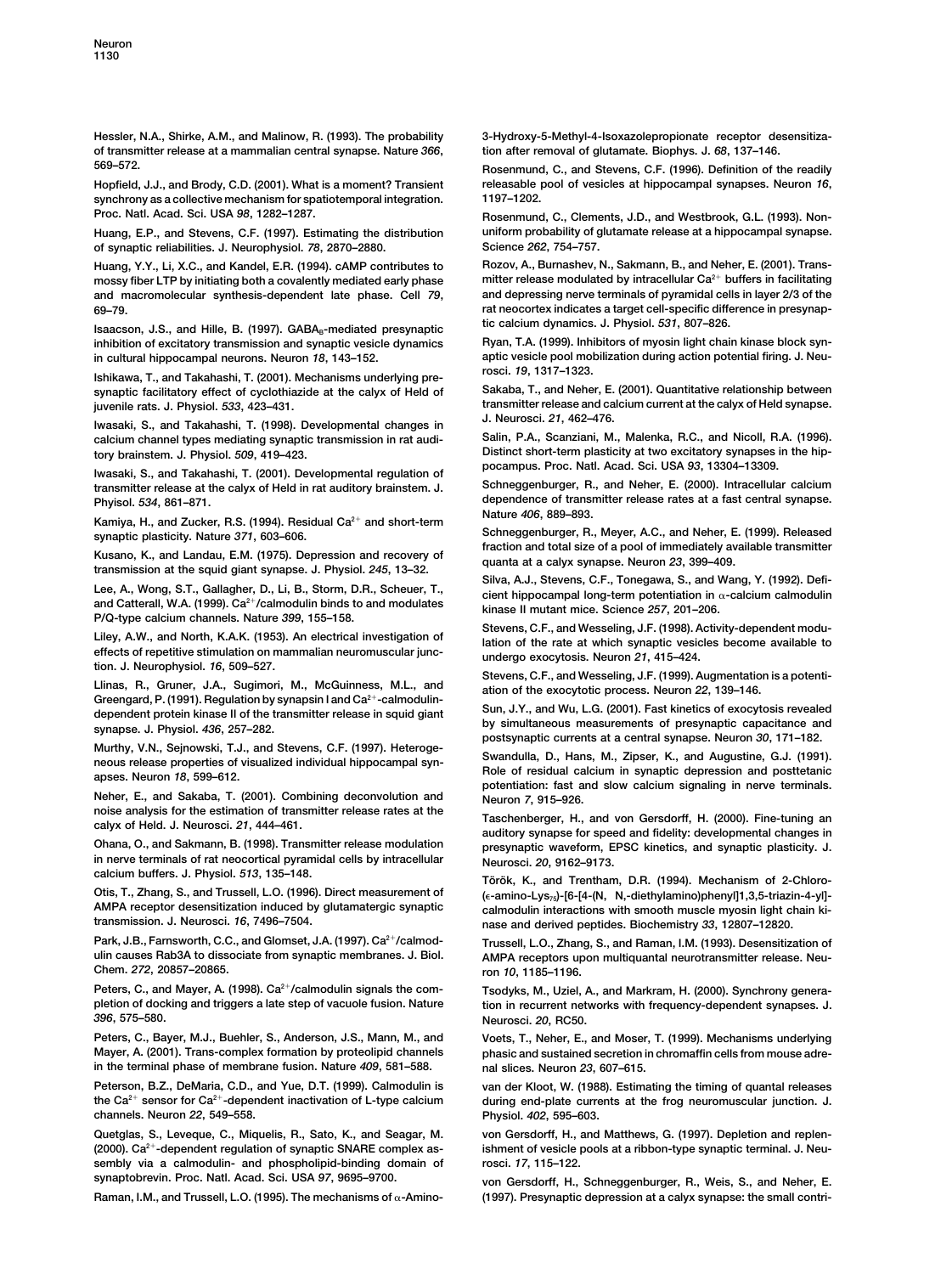Hessler, N.A., Shirke, A.M., and Malinow, R. (1993). The probability of transmitter release at a mammalian central synapse. Nature *366*, 569–572.

Hopfield, J.J., and Brody, C.D. (2001). What is a moment? Transient synchrony as a collective mechanism for spatiotemporal integration. Proc. Natl. Acad. Sci. USA *98*, 1282–1287.

Huang, E.P., and Stevens, C.F. (1997). Estimating the distribution of synaptic reliabilities. J. Neurophysiol. *78*, 2870–2880.

Huang, Y.Y., Li, X.C., and Kandel, E.R. (1994). cAMP contributes to mossy fiber LTP by initiating both a covalently mediated early phase and macromolecular synthesis-dependent late phase. Cell *79*, 69–79.

Isaacson, J.S., and Hille, B. (1997). $GABA_B$-mediated presynaptic inhibition of excitatory transmission and synaptic vesicle dynamics in cultural hippocampal neurons. Neuron *18*, 143–152.

Ishikawa, T., and Takahashi, T. (2001). Mechanisms underlying presynaptic facilitatory effect of cyclothiazide at the calyx of Held of juvenile rats. J. Physiol. *533*, 423–431.

Iwasaki, S., and Takahashi, T. (1998). Developmental changes in calcium channel types mediating synaptic transmission in rat auditory brainstem. J. Physiol. *509*, 419–423.

Iwasaki, S., and Takahashi, T. (2001). Developmental regulation of transmitter release at the calyx of Held in rat auditory brainstem. J. Physiol. *534*, 861–871.

Kamiya, H., and Zucker, R.S. (1994). Residual $Ca^{2+}$ and short-term synaptic plasticity. Nature *371*, 603–606.

Kusano, K., and Landau, E.M. (1975). Depression and recovery of transmission at the squid giant synapse. J. Physiol. *245*, 13–32.

Lee, A., Wong, S.T., Gallagher, D., Li, B., Storm, D.R., Scheuer, T., and Catterall, W.A. (1999). $Ca^{2+}$/calmodulin binds to and modulates P/Q-type calcium channels. Nature *399*, 155–158.

Liley, A.W., and North, K.A.K. (1953). An electrical investigation of effects of repetitive stimulation on mammalian neuromuscular junction. J. Neurophysiol. *16*, 509–527.

Llinas, R., Gruner, J.A., Sugimori, M., McGuinness, M.L., and Greengard, P. (1991). Regulation by synapsin I and $Ca^{2+}$-calmodulin-dependent protein kinase II of the transmitter release in squid giant synapse. J. Physiol. *436*, 257–282.

Murthy, V.N., Sejnowski, T.J., and Stevens, C.F. (1997). Heterogeneous release properties of visualized individual hippocampal synapses. Neuron *18*, 599–612.

Neher, E., and Sakaba, T. (2001). Combining deconvolution and noise analysis for the estimation of transmitter release rates at the calyx of Held. J. Neurosci. *21*, 444–461.

Ohana, O., and Sakmann, B. (1998). Transmitter release modulation in nerve terminals of rat neocortical pyramidal cells by intracellular calcium buffers. J. Physiol. *513*, 135–148.

Otis, T., Zhang, S., and Trussell, L.O. (1996). Direct measurement of AMPA receptor desensitization induced by glutamatergic synaptic transmission. J. Neurosci. *16*, 7496–7504.

Park, J.B., Farnsworth, C.C., and Glomset, J.A. (1997). $Ca^{2+}$/calmodulin causes Rab3A to dissociate from synaptic membranes. J. Biol. Chem. *272*, 20857–20865.

Peters, C., and Mayer, A. (1998). $Ca^{2+}$/calmodulin signals the completion of docking and triggers a late step of vacuole fusion. Nature *396*, 575–580.

Peters, C., Bayer, M.J., Buehler, S., Anderson, J.S., Mann, M., and Mayer, A. (2001). Trans-complex formation by proteolipid channels in the terminal phase of membrane fusion. Nature *409*, 581–588.

Peterson, B.Z., DeMaria, C.D., and Yue, D.T. (1999). Calmodulin is the $Ca^{2+}$ sensor for $Ca^{2+}$-dependent inactivation of L-type calcium channels. Neuron *22*, 549–558.

Quetglas, S., Leveque, C., Miquelis, R., Sato, K., and Seagar, M. (2000). $Ca^{2+}$-dependent regulation of synaptic SNARE complex assembly via a calmodulin- and phospholipid-binding domain of synaptobrevin. Proc. Natl. Acad. Sci. USA *97*, 9695–9700.

Raman, I.M., and Trussell, L.O. (1995). The mechanisms of α-Amino-3-Hydroxy-5-Methyl-4-Isoxazolepropionate receptor desensitization after removal of glutamate. Biophys. J. *68*, 137–146.

Rosenmund, C., and Stevens, C.F. (1996). Definition of the readily releasable pool of vesicles at hippocampal synapses. Neuron *16*, 1197–1202.

Rosenmund, C., Clements, J.D., and Westbrook, G.L. (1993). Nonuniform probability of glutamate release at a hippocampal synapse. Science *262*, 754–757.

Rozov, A., Burnashev, N., Sakmann, B., and Neher, E. (2001). Transmitter release modulated by intracellular $Ca^{2+}$ buffers in facilitating and depressing nerve terminals of pyramidal cells in layer 2/3 of the rat neocortex indicates a target cell-specific difference in presynaptic calcium dynamics. J. Physiol. *531*, 807–826.

Ryan, T.A. (1999). Inhibitors of myosin light chain kinase block synaptic vesicle pool mobilization during action potential firing. J. Neurosci. *19*, 1317–1323.

Sakaba, T., and Neher, E. (2001). Quantitative relationship between transmitter release and calcium current at the calyx of Held synapse. J. Neurosci. *21*, 462–476.

Salin, P.A., Scanziani, M., Malenka, R.C., and Nicoll, R.A. (1996). Distinct short-term plasticity at two excitatory synapses in the hippocampus. Proc. Natl. Acad. Sci. USA *93*, 13304–13309.

Schneggenburger, R., and Neher, E. (2000). Intracellular calcium dependence of transmitter release rates at a fast central synapse. Nature *406*, 889–893.

Schneggenburger, R., Meyer, A.C., and Neher, E. (1999). Released fraction and total size of a pool of immediately available transmitter quanta at a calyx synapse. Neuron *23*, 399–409.

Silva, A.J., Stevens, C.F., Tonegawa, S., and Wang, Y. (1992). Deficient hippocampal long-term potentiation in α-calcium calmodulin kinase II mutant mice. Science *257*, 201–206.

Stevens, C.F., and Wesseling, J.F. (1998). Activity-dependent modulation of the rate at which synaptic vesicles become available to undergo exocytosis. Neuron *21*, 415–424.

Stevens, C.F., and Wesseling, J.F. (1999). Augmentation is a potentiation of the exocytotic process. Neuron *22*, 139–146.

Sun, J.Y., and Wu, L.G. (2001). Fast kinetics of exocytosis revealed by simultaneous measurements of presynaptic capacitance and postsynaptic currents at a central synapse. Neuron *30*, 171–182.

Swandulla, D., Hans, M., Zipser, K., and Augustine, G.J. (1991). Role of residual calcium in synaptic depression and posttetanic potentiation: fast and slow calcium signaling in nerve terminals. Neuron *7*, 915–926.

Taschenberger, H., and von Gersdorff, H. (2000). Fine-tuning an auditory synapse for speed and fidelity: developmental changes in presynaptic waveform, EPSC kinetics, and synaptic plasticity. J. Neurosci. *20*, 9162–9173.

Török, K., and Trentham, D.R. (1994). Mechanism of 2-Chloro-(ε-amino-$Lys_{75}$)-[6-[4-(N, N,-diethylamino)phenyl]1,3,5-triazin-4-yl]-calmodulin interactions with smooth muscle myosin light chain kinase and derived peptides. Biochemistry *33*, 12807–12820.

Trussell, L.O., Zhang, S., and Raman, I.M. (1993). Desensitization of AMPA receptors upon multiquantal neurotransmitter release. Neuron *10*, 1185–1196.

Tsodyks, M., Uziel, A., and Markram, H. (2000). Synchrony generation in recurrent networks with frequency-dependent synapses. J. Neurosci. *20*, RC50.

Voets, T., Neher, E., and Moser, T. (1999). Mechanisms underlying phasic and sustained secretion in chromaffin cells from mouse adrenal slices. Neuron *23*, 607–615.

van der Kloot, W. (1988). Estimating the timing of quantal releases during end-plate currents at the frog neuromuscular junction. J. Physiol. *402*, 595–603.

von Gersdorff, H., and Matthews, G. (1997). Depletion and replenishment of vesicle pools at a ribbon-type synaptic terminal. J. Neurosci. *17*, 115–122.

von Gersdorff, H., Schneggenburger, R., Weis, S., and Neher, E. (1997). Presynaptic depression at a calyx synapse: the small contri-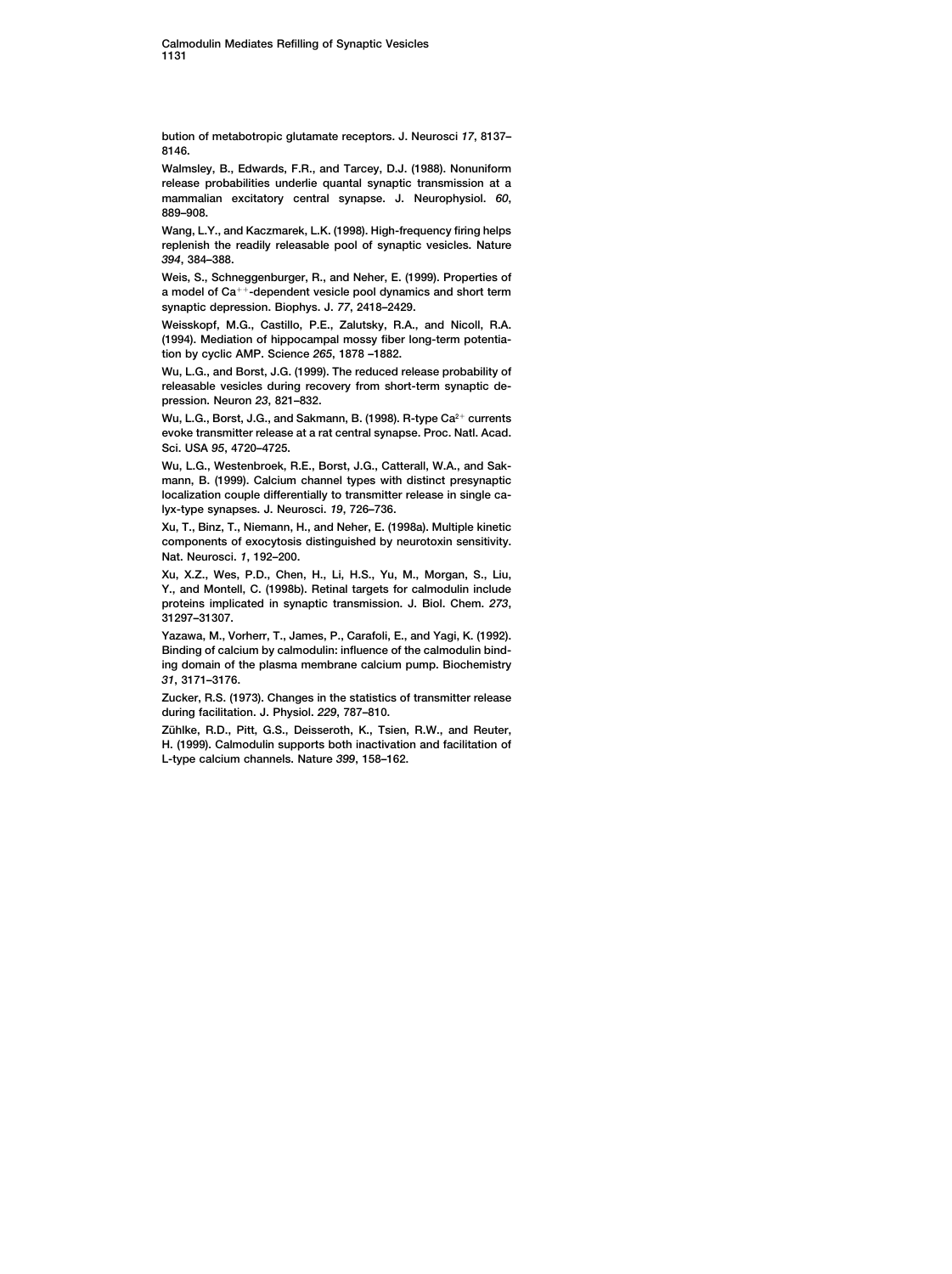bution of metabotropic glutamate receptors. J. Neurosci *17*, 8137–8146.

Walmsley, B., Edwards, F.R., and Tarcey, D.J. (1988). Nonuniform release probabilities underlie quantal synaptic transmission at a mammalian excitatory central synapse. J. Neurophysiol. *60*, 889–908.

Wang, L.Y., and Kaczmarek, L.K. (1998). High-frequency firing helps replenish the readily releasable pool of synaptic vesicles. Nature *394*, 384–388.

Weis, S., Schneggenburger, R., and Neher, E. (1999). Properties of a model of $Ca^{++}$-dependent vesicle pool dynamics and short term synaptic depression. Biophys. J. *77*, 2418–2429.

Weisskopf, M.G., Castillo, P.E., Zalutsky, R.A., and Nicoll, R.A. (1994). Mediation of hippocampal mossy fiber long-term potentiation by cyclic AMP. Science *265*, 1878 –1882.

Wu, L.G., and Borst, J.G. (1999). The reduced release probability of releasable vesicles during recovery from short-term synaptic depression. Neuron *23*, 821–832.

Wu, L.G., Borst, J.G., and Sakmann, B. (1998). R-type $Ca^{2+}$ currents evoke transmitter release at a rat central synapse. Proc. Natl. Acad. Sci. USA *95*, 4720–4725.

Wu, L.G., Westenbroek, R.E., Borst, J.G., Catterall, W.A., and Sakmann, B. (1999). Calcium channel types with distinct presynaptic localization couple differentially to transmitter release in single calyx-type synapses. J. Neurosci. *19*, 726–736.

Xu, T., Binz, T., Niemann, H., and Neher, E. (1998a). Multiple kinetic components of exocytosis distinguished by neurotoxin sensitivity. Nat. Neurosci. *1*, 192–200.

Xu, X.Z., Wes, P.D., Chen, H., Li, H.S., Yu, M., Morgan, S., Liu, Y., and Montell, C. (1998b). Retinal targets for calmodulin include proteins implicated in synaptic transmission. J. Biol. Chem. *273*, 31297–31307.

Yazawa, M., Vorherr, T., James, P., Carafoli, E., and Yagi, K. (1992). Binding of calcium by calmodulin: influence of the calmodulin binding domain of the plasma membrane calcium pump. Biochemistry *31*, 3171–3176.

Zucker, R.S. (1973). Changes in the statistics of transmitter release during facilitation. J. Physiol. *229*, 787–810.

Zühlke, R.D., Pitt, G.S., Deisseroth, K., Tsien, R.W., and Reuter, H. (1999). Calmodulin supports both inactivation and facilitation of L-type calcium channels. Nature *399*, 158–162.